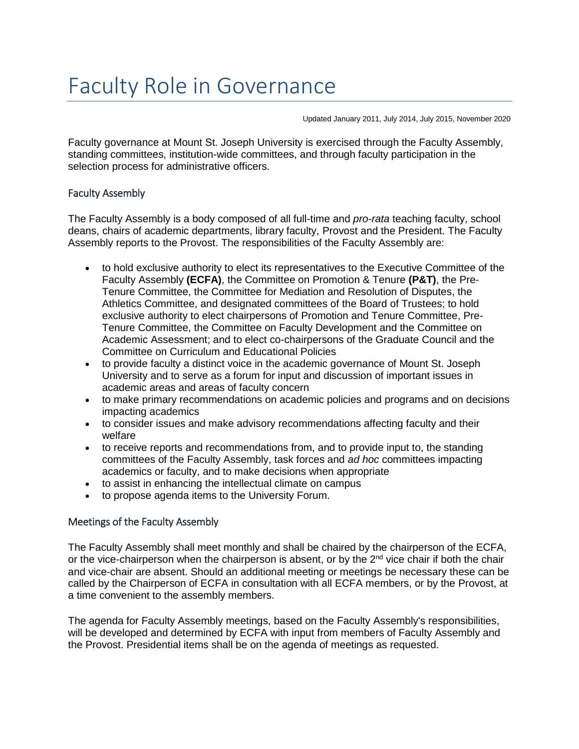# Faculty Role in Governance

Updated January 2011, July 2014, July 2015, November 2020

Faculty governance at Mount St. Joseph University is exercised through the Faculty Assembly, standing committees, institution-wide committees, and through faculty participation in the selection process for administrative officers.

## Faculty Assembly

The Faculty Assembly is a body composed of all full-time and *pro-rata* teaching faculty, school deans, chairs of academic departments, library faculty, Provost and the President. The Faculty Assembly reports to the Provost. The responsibilities of the Faculty Assembly are:

- to hold exclusive authority to elect its representatives to the Executive Committee of the Faculty Assembly **(ECFA)**, the Committee on Promotion & Tenure **(P&T)**, the Pre-Tenure Committee, the Committee for Mediation and Resolution of Disputes, the Athletics Committee, and designated committees of the Board of Trustees; to hold exclusive authority to elect chairpersons of Promotion and Tenure Committee, Pre-Tenure Committee, the Committee on Faculty Development and the Committee on Academic Assessment; and to elect co-chairpersons of the Graduate Council and the Committee on Curriculum and Educational Policies
- to provide faculty a distinct voice in the academic governance of Mount St. Joseph University and to serve as a forum for input and discussion of important issues in academic areas and areas of faculty concern
- to make primary recommendations on academic policies and programs and on decisions impacting academics
- to consider issues and make advisory recommendations affecting faculty and their welfare
- to receive reports and recommendations from, and to provide input to, the standing committees of the Faculty Assembly, task forces and *ad hoc* committees impacting academics or faculty, and to make decisions when appropriate
- to assist in enhancing the intellectual climate on campus
- to propose agenda items to the University Forum.

## Meetings of the Faculty Assembly

The Faculty Assembly shall meet monthly and shall be chaired by the chairperson of the ECFA, or the vice-chairperson when the chairperson is absent, or by the 2nd vice chair if both the chair and vice-chair are absent. Should an additional meeting or meetings be necessary these can be called by the Chairperson of ECFA in consultation with all ECFA members, or by the Provost, at a time convenient to the assembly members.

The agenda for Faculty Assembly meetings, based on the Faculty Assembly's responsibilities, will be developed and determined by ECFA with input from members of Faculty Assembly and the Provost. Presidential items shall be on the agenda of meetings as requested.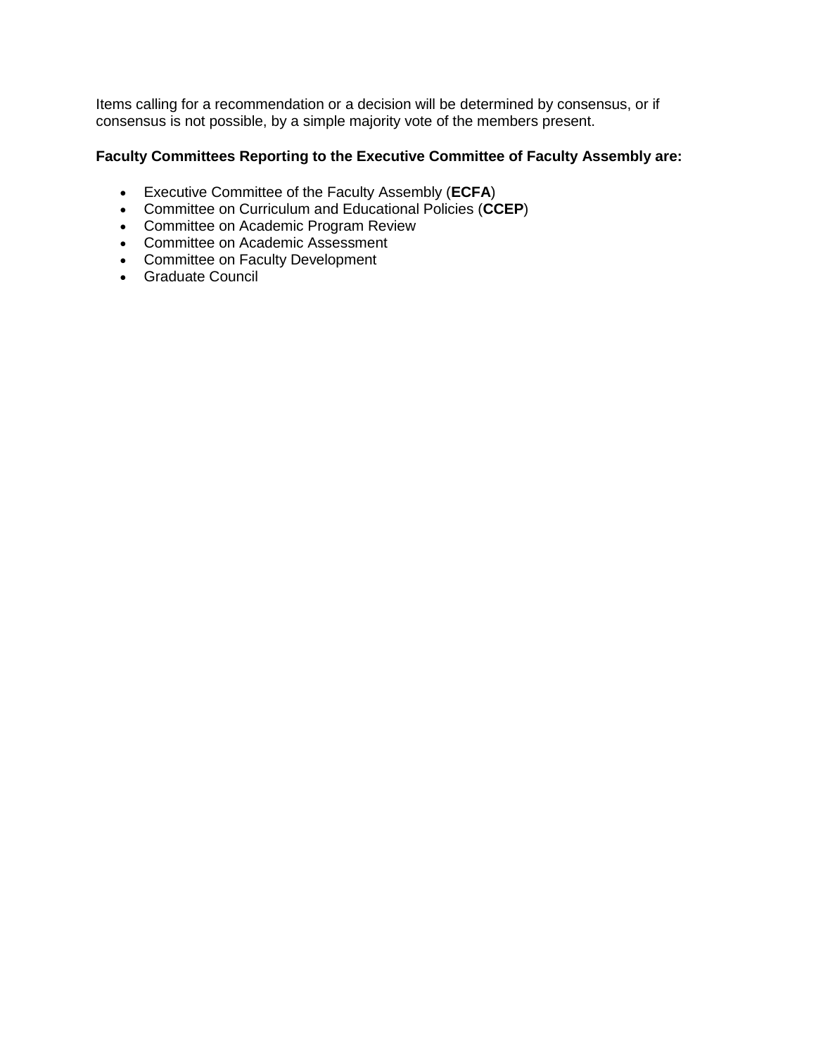Items calling for a recommendation or a decision will be determined by consensus, or if consensus is not possible, by a simple majority vote of the members present.

**Faculty Committees Reporting to the Executive Committee of Faculty Assembly are:**

- Executive Committee of the Faculty Assembly (**ECFA**)
- Committee on Curriculum and Educational Policies (**CCEP**)
- Committee on Academic Program Review
- Committee on Academic Assessment
- Committee on Faculty Development
- Graduate Council